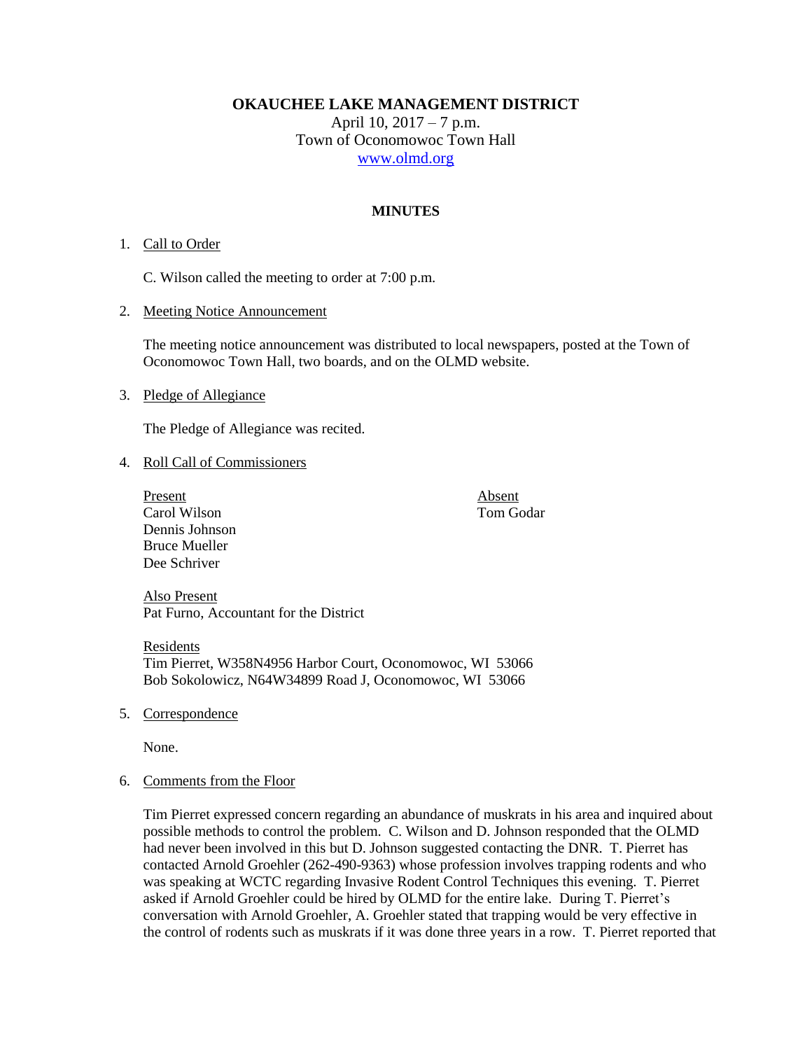# OKAUCHEE LAKE MANAGEMENT DISTRICT

April 10, 2017 – 7 p.m.
Town of Oconomowoc Town Hall
www.olmd.org

## MINUTES

1. Call to Order

   C. Wilson called the meeting to order at 7:00 p.m.

2. Meeting Notice Announcement

   The meeting notice announcement was distributed to local newspapers, posted at the Town of Oconomowoc Town Hall, two boards, and on the OLMD website.

3. Pledge of Allegiance

   The Pledge of Allegiance was recited.

4. Roll Call of Commissioners

   | Present | Absent |
   |---|---|
   | Carol Wilson | Tom Godar |
   | Dennis Johnson | |
   | Bruce Mueller | |
   | Dee Schriver | |

   Also Present
   Pat Furno, Accountant for the District

   Residents
   Tim Pierret, W358N4956 Harbor Court, Oconomowoc, WI 53066
   Bob Sokolowicz, N64W34899 Road J, Oconomowoc, WI 53066

5. Correspondence

   None.

6. Comments from the Floor

   Tim Pierret expressed concern regarding an abundance of muskrats in his area and inquired about possible methods to control the problem. C. Wilson and D. Johnson responded that the OLMD had never been involved in this but D. Johnson suggested contacting the DNR. T. Pierret has contacted Arnold Groehler (262-490-9363) whose profession involves trapping rodents and who was speaking at WCTC regarding Invasive Rodent Control Techniques this evening. T. Pierret asked if Arnold Groehler could be hired by OLMD for the entire lake. During T. Pierret's conversation with Arnold Groehler, A. Groehler stated that trapping would be very effective in the control of rodents such as muskrats if it was done three years in a row. T. Pierret reported that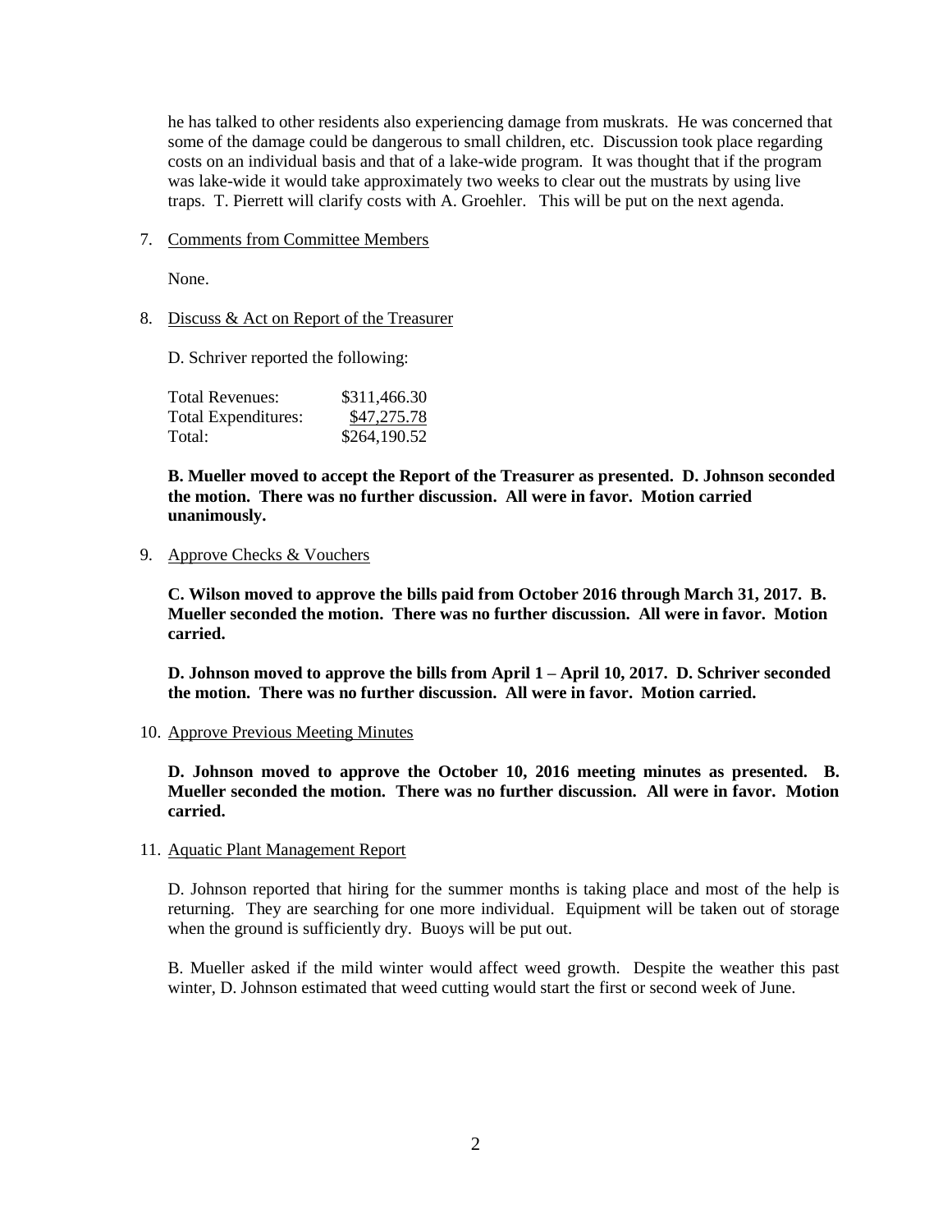he has talked to other residents also experiencing damage from muskrats. He was concerned that some of the damage could be dangerous to small children, etc. Discussion took place regarding costs on an individual basis and that of a lake-wide program. It was thought that if the program was lake-wide it would take approximately two weeks to clear out the mustrats by using live traps. T. Pierrett will clarify costs with A. Groehler. This will be put on the next agenda.

7. Comments from Committee Members

   None.

8. Discuss & Act on Report of the Treasurer

   D. Schriver reported the following:

   | | |
   |---|---|
   | Total Revenues: | $311,466.30 |
   | Total Expenditures: | $47,275.78 |
   | Total: | $264,190.52 |

   **B. Mueller moved to accept the Report of the Treasurer as presented. D. Johnson seconded the motion. There was no further discussion. All were in favor. Motion carried unanimously.**

9. Approve Checks & Vouchers

   **C. Wilson moved to approve the bills paid from October 2016 through March 31, 2017. B. Mueller seconded the motion. There was no further discussion. All were in favor. Motion carried.**

   **D. Johnson moved to approve the bills from April 1 – April 10, 2017. D. Schriver seconded the motion. There was no further discussion. All were in favor. Motion carried.**

10. Approve Previous Meeting Minutes

    **D. Johnson moved to approve the October 10, 2016 meeting minutes as presented. B. Mueller seconded the motion. There was no further discussion. All were in favor. Motion carried.**

11. Aquatic Plant Management Report

    D. Johnson reported that hiring for the summer months is taking place and most of the help is returning. They are searching for one more individual. Equipment will be taken out of storage when the ground is sufficiently dry. Buoys will be put out.

    B. Mueller asked if the mild winter would affect weed growth. Despite the weather this past winter, D. Johnson estimated that weed cutting would start the first or second week of June.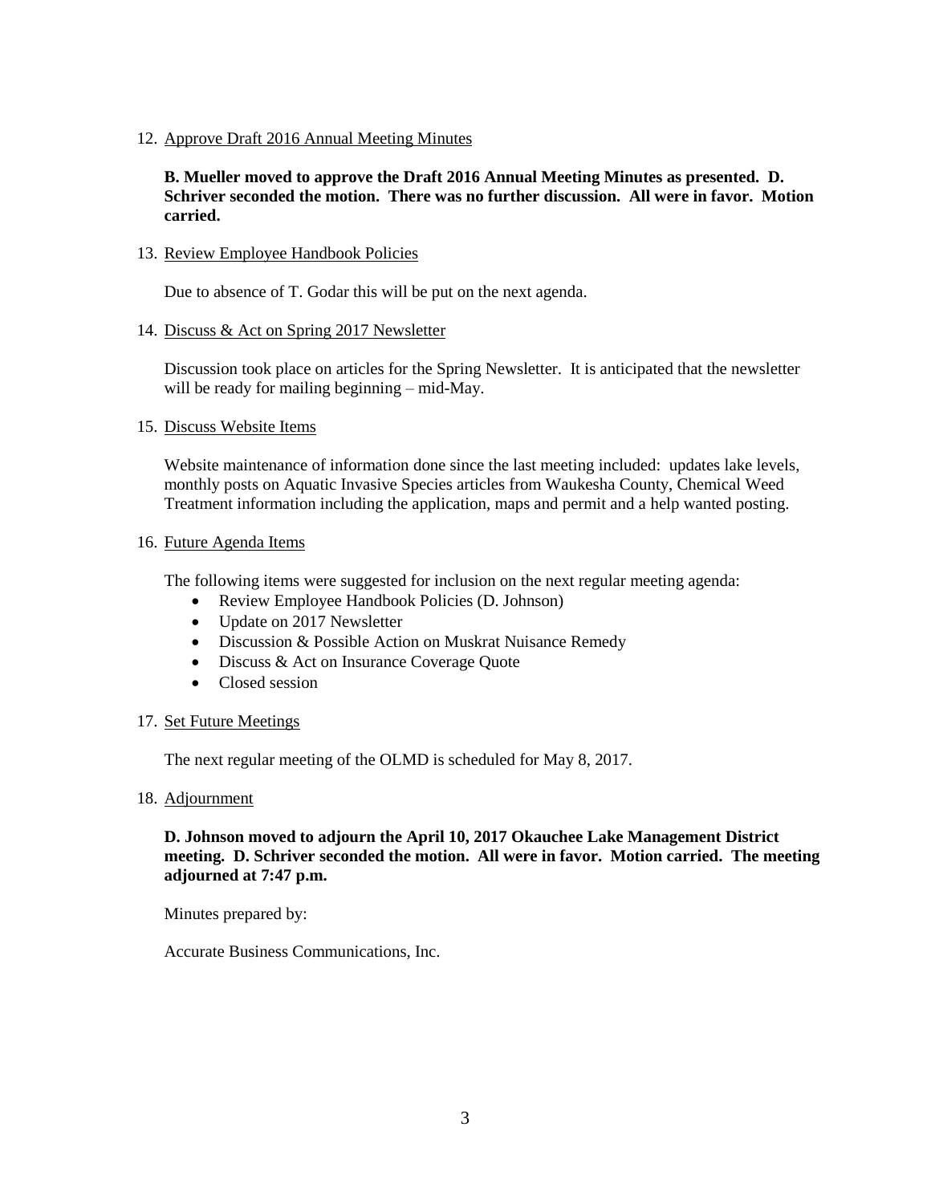12. Approve Draft 2016 Annual Meeting Minutes

**B. Mueller moved to approve the Draft 2016 Annual Meeting Minutes as presented. D. Schriver seconded the motion. There was no further discussion. All were in favor. Motion carried.**

13. Review Employee Handbook Policies

Due to absence of T. Godar this will be put on the next agenda.

14. Discuss & Act on Spring 2017 Newsletter

Discussion took place on articles for the Spring Newsletter. It is anticipated that the newsletter will be ready for mailing beginning – mid-May.

15. Discuss Website Items

Website maintenance of information done since the last meeting included: updates lake levels, monthly posts on Aquatic Invasive Species articles from Waukesha County, Chemical Weed Treatment information including the application, maps and permit and a help wanted posting.

16. Future Agenda Items

The following items were suggested for inclusion on the next regular meeting agenda:

- Review Employee Handbook Policies (D. Johnson)
- Update on 2017 Newsletter
- Discussion & Possible Action on Muskrat Nuisance Remedy
- Discuss & Act on Insurance Coverage Quote
- Closed session

17. Set Future Meetings

The next regular meeting of the OLMD is scheduled for May 8, 2017.

18. Adjournment

**D. Johnson moved to adjourn the April 10, 2017 Okauchee Lake Management District meeting. D. Schriver seconded the motion. All were in favor. Motion carried. The meeting adjourned at 7:47 p.m.**

Minutes prepared by:

Accurate Business Communications, Inc.